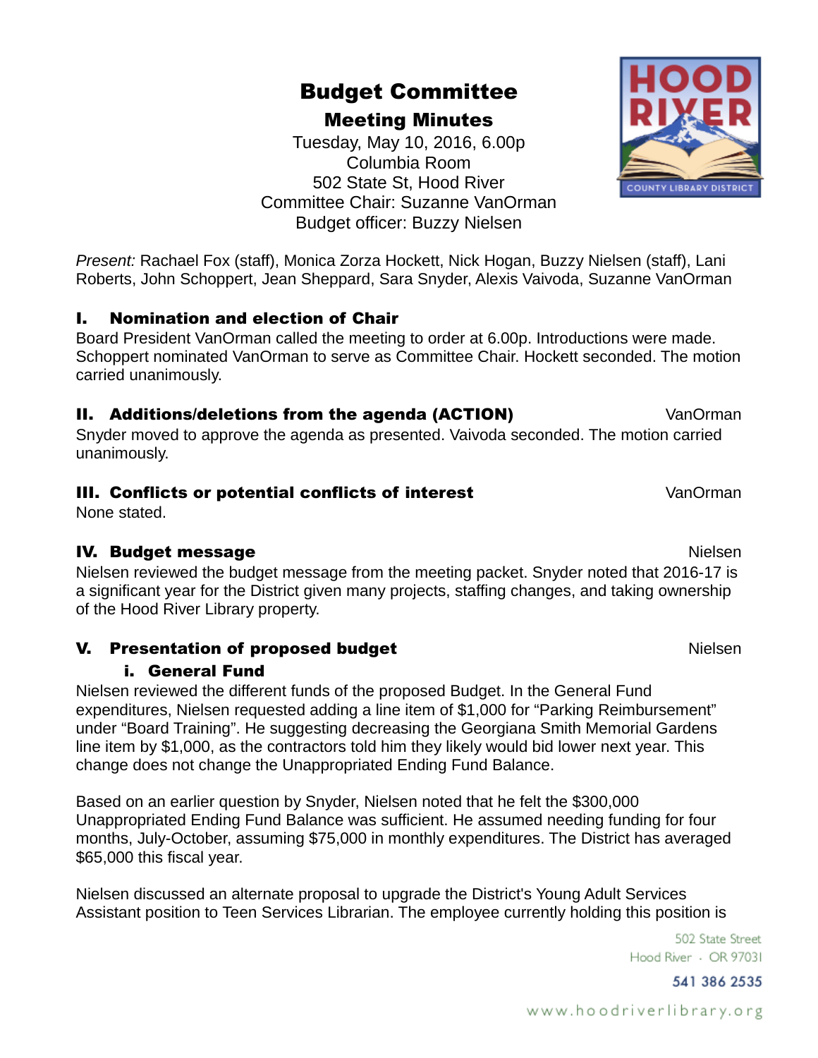# Budget Committee

## Meeting Minutes

Tuesday, May 10, 2016, 6.00p
Columbia Room
502 State St, Hood River
Committee Chair: Suzanne VanOrman
Budget officer: Buzzy Nielsen

*Present:* Rachael Fox (staff), Monica Zorza Hockett, Nick Hogan, Buzzy Nielsen (staff), Lani Roberts, John Schoppert, Jean Sheppard, Sara Snyder, Alexis Vaivoda, Suzanne VanOrman

### I. Nomination and election of Chair

Board President VanOrman called the meeting to order at 6.00p. Introductions were made. Schoppert nominated VanOrman to serve as Committee Chair. Hockett seconded. The motion carried unanimously.

### II. Additions/deletions from the agenda (ACTION) — VanOrman

Snyder moved to approve the agenda as presented. Vaivoda seconded. The motion carried unanimously.

### III. Conflicts or potential conflicts of interest — VanOrman

None stated.

### IV. Budget message — Nielsen

Nielsen reviewed the budget message from the meeting packet. Snyder noted that 2016-17 is a significant year for the District given many projects, staffing changes, and taking ownership of the Hood River Library property.

### V. Presentation of proposed budget — Nielsen

#### i. General Fund

Nielsen reviewed the different funds of the proposed Budget. In the General Fund expenditures, Nielsen requested adding a line item of $1,000 for "Parking Reimbursement" under "Board Training". He suggesting decreasing the Georgiana Smith Memorial Gardens line item by $1,000, as the contractors told him they likely would bid lower next year. This change does not change the Unappropriated Ending Fund Balance.

Based on an earlier question by Snyder, Nielsen noted that he felt the $300,000 Unappropriated Ending Fund Balance was sufficient. He assumed needing funding for four months, July-October, assuming $75,000 in monthly expenditures. The District has averaged $65,000 this fiscal year.

Nielsen discussed an alternate proposal to upgrade the District's Young Adult Services Assistant position to Teen Services Librarian. The employee currently holding this position is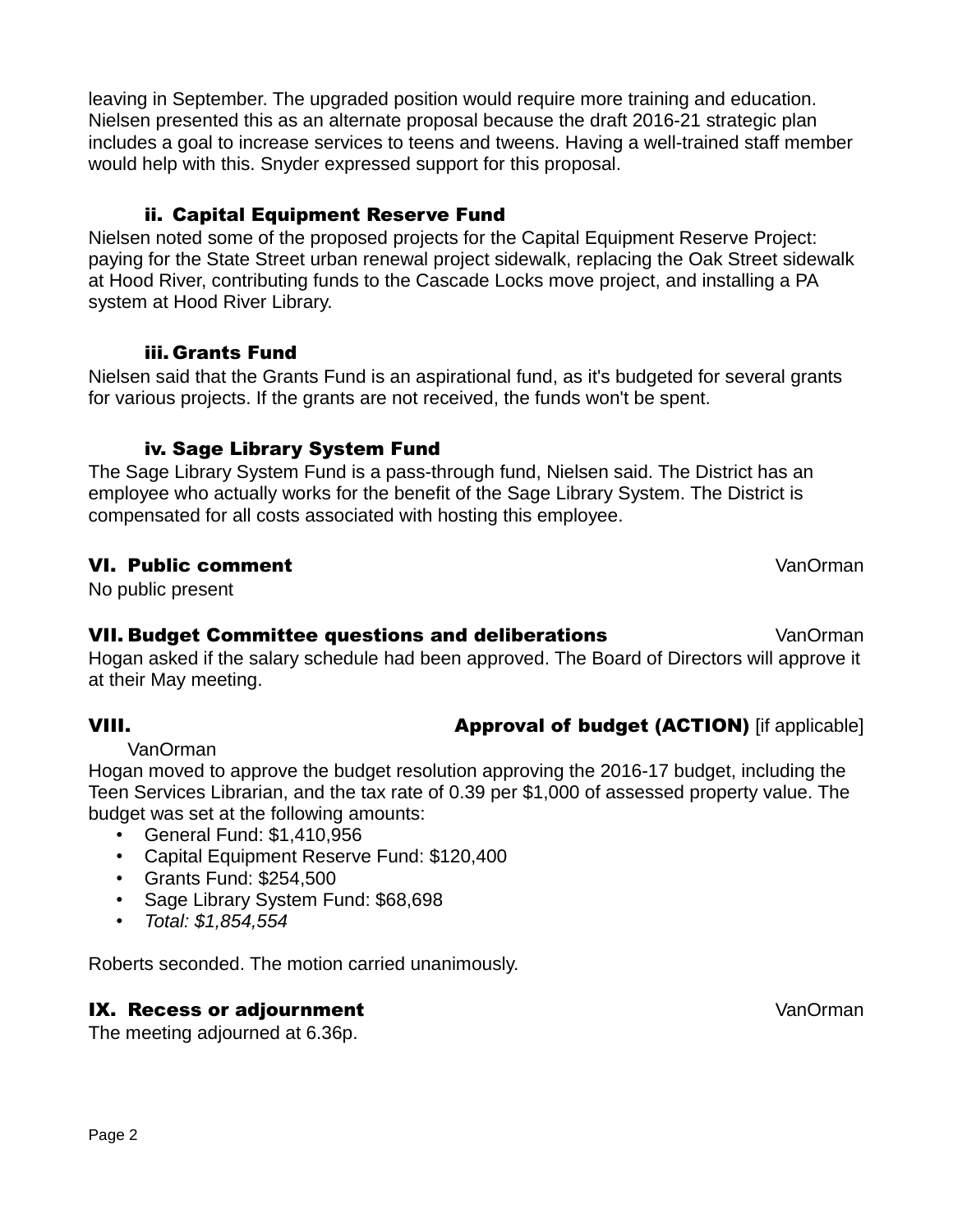leaving in September. The upgraded position would require more training and education. Nielsen presented this as an alternate proposal because the draft 2016-21 strategic plan includes a goal to increase services to teens and tweens. Having a well-trained staff member would help with this. Snyder expressed support for this proposal.

### ii. Capital Equipment Reserve Fund

Nielsen noted some of the proposed projects for the Capital Equipment Reserve Project: paying for the State Street urban renewal project sidewalk, replacing the Oak Street sidewalk at Hood River, contributing funds to the Cascade Locks move project, and installing a PA system at Hood River Library.

### iii. Grants Fund

Nielsen said that the Grants Fund is an aspirational fund, as it's budgeted for several grants for various projects. If the grants are not received, the funds won't be spent.

### iv. Sage Library System Fund

The Sage Library System Fund is a pass-through fund, Nielsen said. The District has an employee who actually works for the benefit of the Sage Library System. The District is compensated for all costs associated with hosting this employee.

## VI. Public comment — VanOrman

No public present

## VII. Budget Committee questions and deliberations — VanOrman

Hogan asked if the salary schedule had been approved. The Board of Directors will approve it at their May meeting.

## VIII. Approval of budget (ACTION) [if applicable] — VanOrman

Hogan moved to approve the budget resolution approving the 2016-17 budget, including the Teen Services Librarian, and the tax rate of 0.39 per $1,000 of assessed property value. The budget was set at the following amounts:

- General Fund: $1,410,956
- Capital Equipment Reserve Fund: $120,400
- Grants Fund: $254,500
- Sage Library System Fund: $68,698
- *Total: $1,854,554*

Roberts seconded. The motion carried unanimously.

## IX. Recess or adjournment — VanOrman

The meeting adjourned at 6.36p.